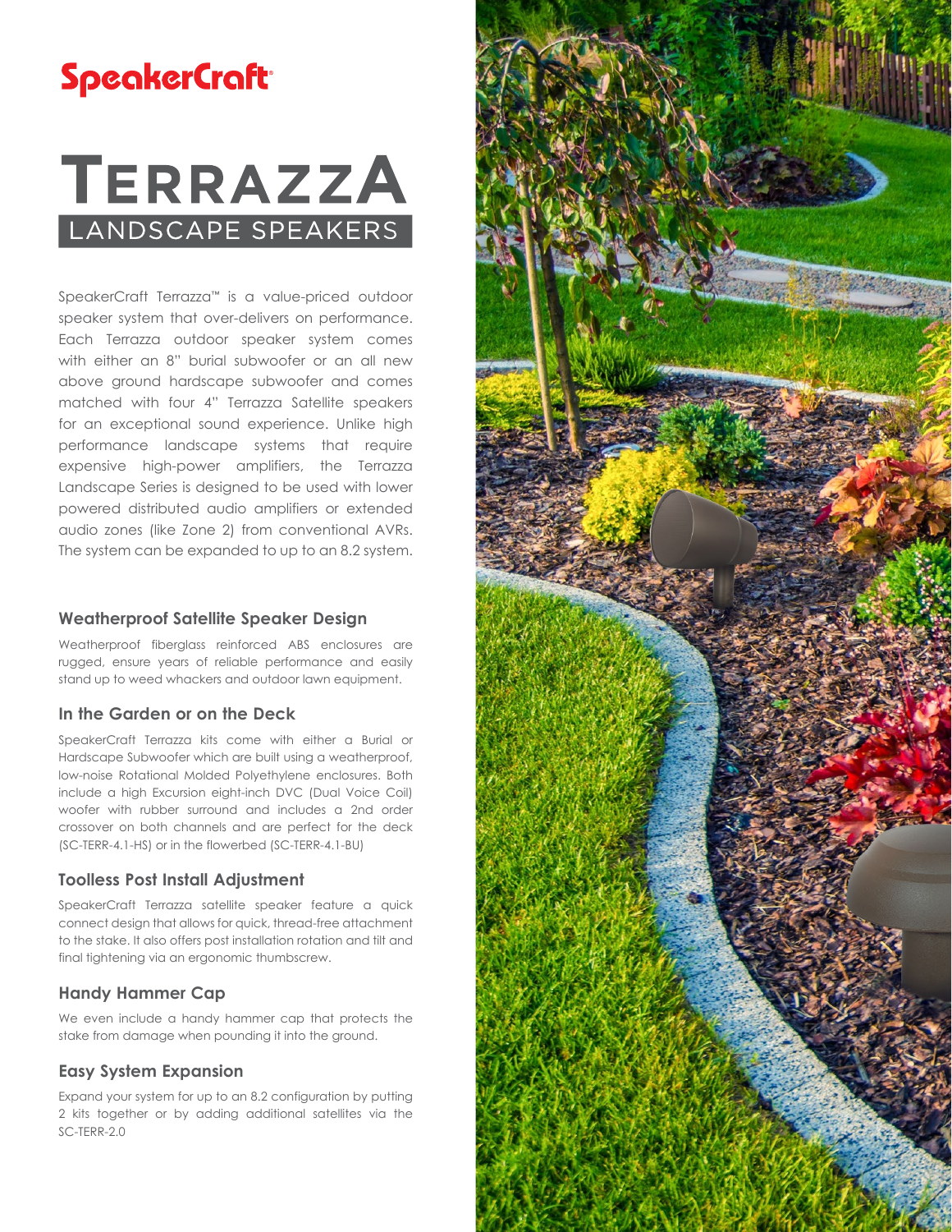SpeakerCraft®

# TERRAZZA

## LANDSCAPE SPEAKERS

SpeakerCraft Terrazza™ is a value-priced outdoor speaker system that over-delivers on performance. Each Terrazza outdoor speaker system comes with either an 8" burial subwoofer or an all new above ground hardscape subwoofer and comes matched with four 4" Terrazza Satellite speakers for an exceptional sound experience. Unlike high performance landscape systems that require expensive high-power amplifiers, the Terrazza Landscape Series is designed to be used with lower powered distributed audio amplifiers or extended audio zones (like Zone 2) from conventional AVRs. The system can be expanded to up to an 8.2 system.

### Weatherproof Satellite Speaker Design

Weatherproof fiberglass reinforced ABS enclosures are rugged, ensure years of reliable performance and easily stand up to weed whackers and outdoor lawn equipment.

### In the Garden or on the Deck

SpeakerCraft Terrazza kits come with either a Burial or Hardscape Subwoofer which are built using a weatherproof, low-noise Rotational Molded Polyethylene enclosures. Both include a high Excursion eight-inch DVC (Dual Voice Coil) woofer with rubber surround and includes a 2nd order crossover on both channels and are perfect for the deck (SC-TERR-4.1-HS) or in the flowerbed (SC-TERR-4.1-BU)

### Toolless Post Install Adjustment

SpeakerCraft Terrazza satellite speaker feature a quick connect design that allows for quick, thread-free attachment to the stake. It also offers post installation rotation and tilt and final tightening via an ergonomic thumbscrew.

### Handy Hammer Cap

We even include a handy hammer cap that protects the stake from damage when pounding it into the ground.

### Easy System Expansion

Expand your system for up to an 8.2 configuration by putting 2 kits together or by adding additional satellites via the SC-TERR-2.0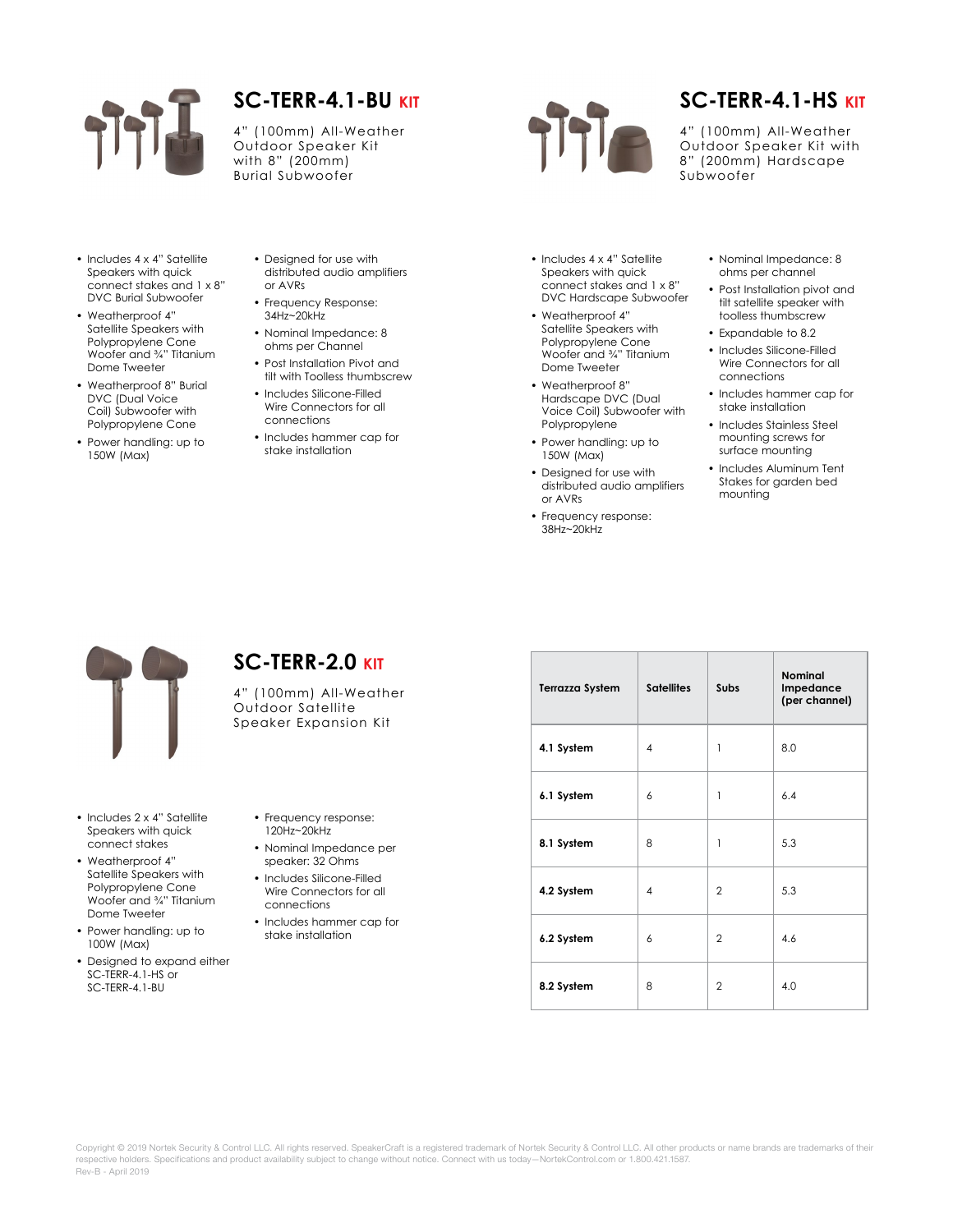## SC-TERR-4.1-BU KIT

4" (100mm) All-Weather Outdoor Speaker Kit with 8" (200mm) Burial Subwoofer

- Includes 4 x 4" Satellite Speakers with quick connect stakes and 1 x 8" DVC Burial Subwoofer
- Weatherproof 4" Satellite Speakers with Polypropylene Cone Woofer and ¾" Titanium Dome Tweeter
- Weatherproof 8" Burial DVC (Dual Voice Coil) Subwoofer with Polypropylene Cone
- Power handling: up to 150W (Max)
- Designed for use with distributed audio amplifiers or AVRs
- Frequency Response: 34Hz~20kHz
- Nominal Impedance: 8 ohms per Channel
- Post Installation Pivot and tilt with Toolless thumbscrew
- Includes Silicone-Filled Wire Connectors for all connections
- Includes hammer cap for stake installation

## SC-TERR-4.1-HS KIT

4" (100mm) All-Weather Outdoor Speaker Kit with 8" (200mm) Hardscape Subwoofer

- Includes 4 x 4" Satellite Speakers with quick connect stakes and 1 x 8" DVC Hardscape Subwoofer
- Weatherproof 4" Satellite Speakers with Polypropylene Cone Woofer and ¾" Titanium Dome Tweeter
- Weatherproof 8" Hardscape DVC (Dual Voice Coil) Subwoofer with Polypropylene
- Power handling: up to 150W (Max)
- Designed for use with distributed audio amplifiers or AVRs
- Frequency response: 38Hz~20kHz
- Nominal Impedance: 8 ohms per channel
- Post Installation pivot and tilt satellite speaker with toolless thumbscrew
- Expandable to 8.2
- Includes Silicone-Filled Wire Connectors for all connections
- Includes hammer cap for stake installation
- Includes Stainless Steel mounting screws for surface mounting
- Includes Aluminum Tent Stakes for garden bed mounting

## SC-TERR-2.0 KIT

4" (100mm) All-Weather Outdoor Satellite Speaker Expansion Kit

- Includes 2 x 4" Satellite Speakers with quick connect stakes
- Weatherproof 4" Satellite Speakers with Polypropylene Cone Woofer and ¾" Titanium Dome Tweeter
- Power handling: up to 100W (Max)
- Designed to expand either SC-TERR-4.1-HS or SC-TERR-4.1-BU
- Frequency response: 120Hz~20kHz
- Nominal Impedance per speaker: 32 Ohms
- Includes Silicone-Filled Wire Connectors for all connections
- Includes hammer cap for stake installation

| Terrazza System | Satellites | Subs | Nominal Impedance (per channel) |
|---|---|---|---|
| 4.1 System | 4 | 1 | 8.0 |
| 6.1 System | 6 | 1 | 6.4 |
| 8.1 System | 8 | 1 | 5.3 |
| 4.2 System | 4 | 2 | 5.3 |
| 6.2 System | 6 | 2 | 4.6 |
| 8.2 System | 8 | 2 | 4.0 |

Copyright © 2019 Nortek Security & Control LLC. All rights reserved. SpeakerCraft is a registered trademark of Nortek Security & Control LLC. All other products or name brands are trademarks of their respective holders. Specifications and product availability subject to change without notice. Connect with us today—NortekControl.com or 1.800.421.1587.
Rev-B - April 2019